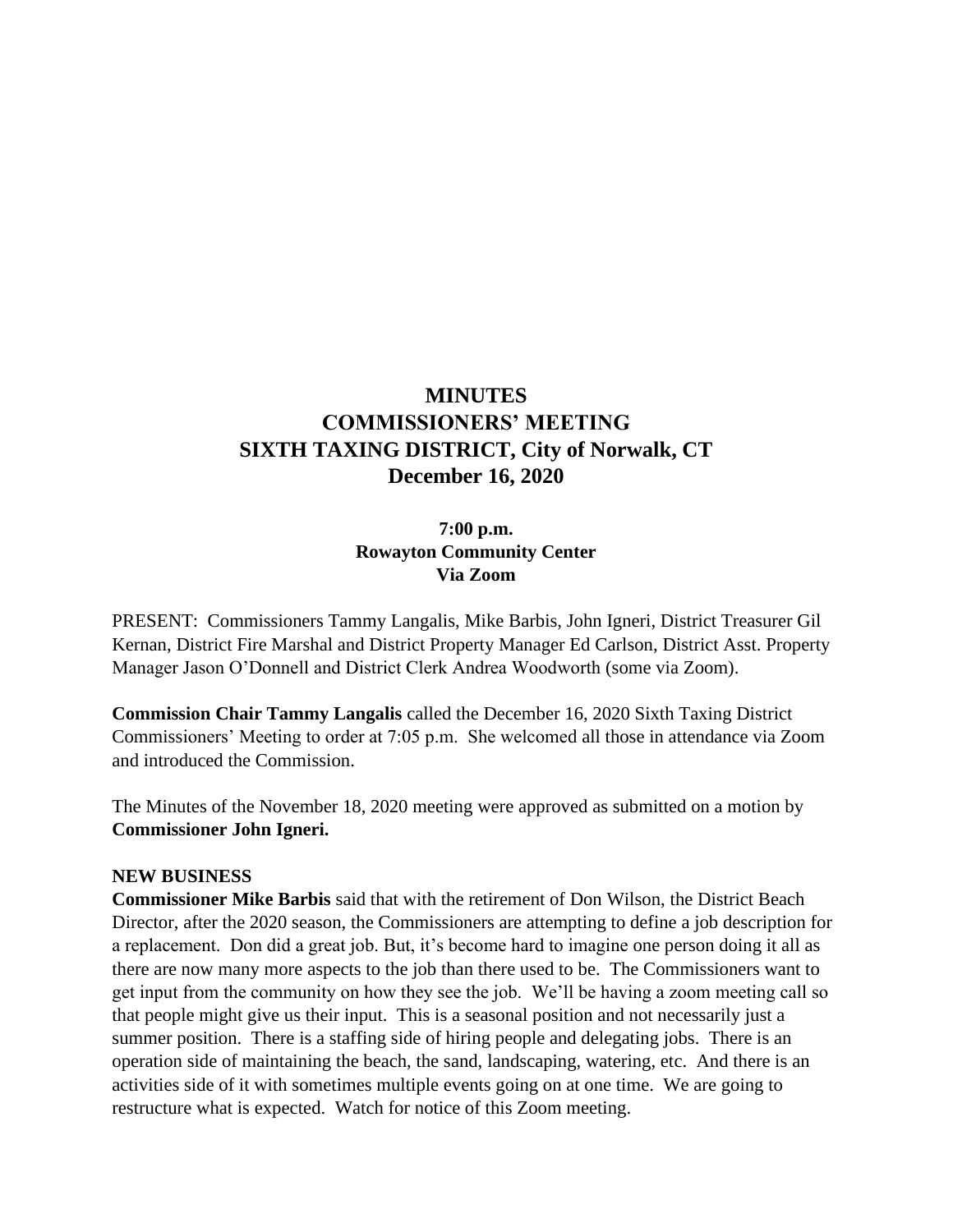# MINUTES
# COMMISSIONERS' MEETING
# SIXTH TAXING DISTRICT, City of Norwalk, CT
# December 16, 2020

**7:00 p.m.**
**Rowayton Community Center**
**Via Zoom**

PRESENT: Commissioners Tammy Langalis, Mike Barbis, John Igneri, District Treasurer Gil Kernan, District Fire Marshal and District Property Manager Ed Carlson, District Asst. Property Manager Jason O'Donnell and District Clerk Andrea Woodworth (some via Zoom).

**Commission Chair Tammy Langalis** called the December 16, 2020 Sixth Taxing District Commissioners' Meeting to order at 7:05 p.m. She welcomed all those in attendance via Zoom and introduced the Commission.

The Minutes of the November 18, 2020 meeting were approved as submitted on a motion by **Commissioner John Igneri.**

**NEW BUSINESS**

**Commissioner Mike Barbis** said that with the retirement of Don Wilson, the District Beach Director, after the 2020 season, the Commissioners are attempting to define a job description for a replacement. Don did a great job. But, it's become hard to imagine one person doing it all as there are now many more aspects to the job than there used to be. The Commissioners want to get input from the community on how they see the job. We'll be having a zoom meeting call so that people might give us their input. This is a seasonal position and not necessarily just a summer position. There is a staffing side of hiring people and delegating jobs. There is an operation side of maintaining the beach, the sand, landscaping, watering, etc. And there is an activities side of it with sometimes multiple events going on at one time. We are going to restructure what is expected. Watch for notice of this Zoom meeting.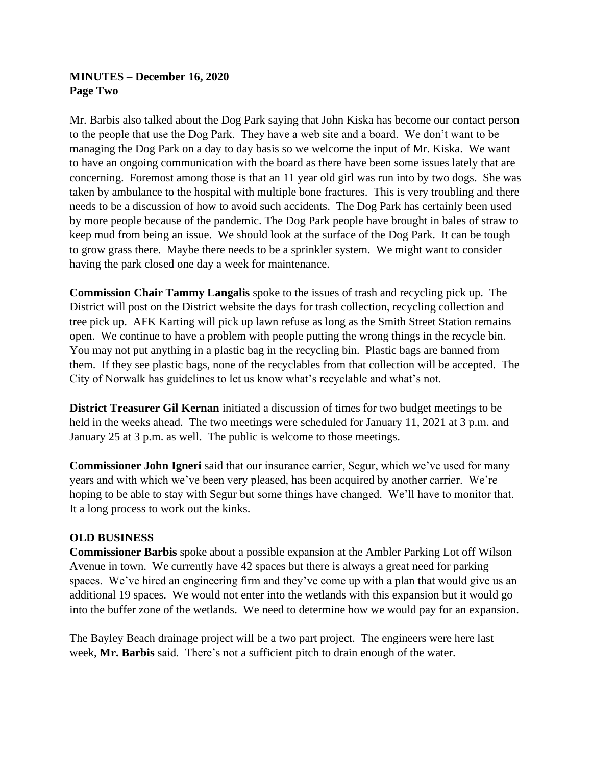**MINUTES – December 16, 2020**
**Page Two**

Mr. Barbis also talked about the Dog Park saying that John Kiska has become our contact person to the people that use the Dog Park. They have a web site and a board. We don't want to be managing the Dog Park on a day to day basis so we welcome the input of Mr. Kiska. We want to have an ongoing communication with the board as there have been some issues lately that are concerning. Foremost among those is that an 11 year old girl was run into by two dogs. She was taken by ambulance to the hospital with multiple bone fractures. This is very troubling and there needs to be a discussion of how to avoid such accidents. The Dog Park has certainly been used by more people because of the pandemic. The Dog Park people have brought in bales of straw to keep mud from being an issue. We should look at the surface of the Dog Park. It can be tough to grow grass there. Maybe there needs to be a sprinkler system. We might want to consider having the park closed one day a week for maintenance.

**Commission Chair Tammy Langalis** spoke to the issues of trash and recycling pick up. The District will post on the District website the days for trash collection, recycling collection and tree pick up. AFK Karting will pick up lawn refuse as long as the Smith Street Station remains open. We continue to have a problem with people putting the wrong things in the recycle bin. You may not put anything in a plastic bag in the recycling bin. Plastic bags are banned from them. If they see plastic bags, none of the recyclables from that collection will be accepted. The City of Norwalk has guidelines to let us know what's recyclable and what's not.

**District Treasurer Gil Kernan** initiated a discussion of times for two budget meetings to be held in the weeks ahead. The two meetings were scheduled for January 11, 2021 at 3 p.m. and January 25 at 3 p.m. as well. The public is welcome to those meetings.

**Commissioner John Igneri** said that our insurance carrier, Segur, which we've used for many years and with which we've been very pleased, has been acquired by another carrier. We're hoping to be able to stay with Segur but some things have changed. We'll have to monitor that. It a long process to work out the kinks.

**OLD BUSINESS**

**Commissioner Barbis** spoke about a possible expansion at the Ambler Parking Lot off Wilson Avenue in town. We currently have 42 spaces but there is always a great need for parking spaces. We've hired an engineering firm and they've come up with a plan that would give us an additional 19 spaces. We would not enter into the wetlands with this expansion but it would go into the buffer zone of the wetlands. We need to determine how we would pay for an expansion.

The Bayley Beach drainage project will be a two part project. The engineers were here last week, **Mr. Barbis** said. There's not a sufficient pitch to drain enough of the water.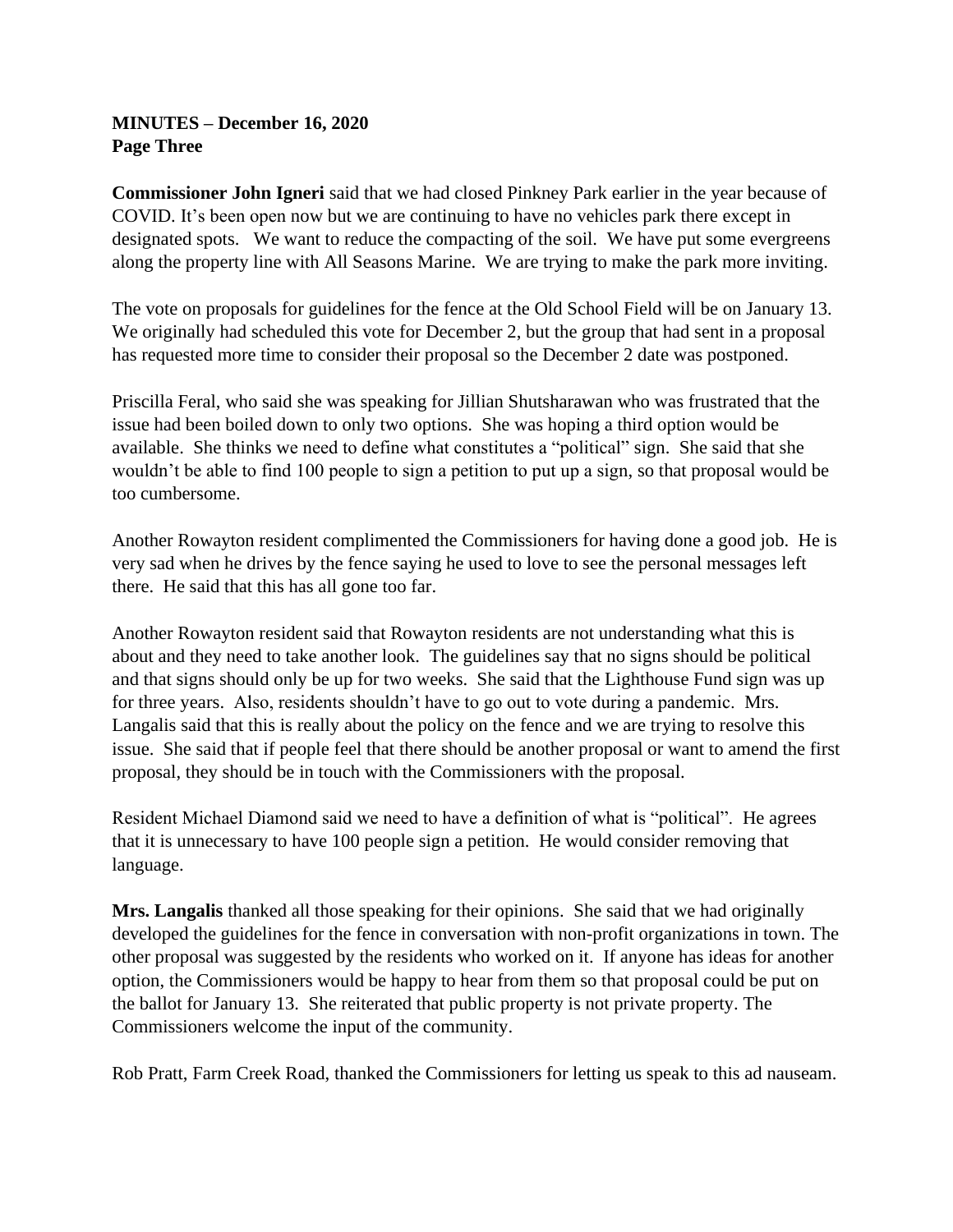**MINUTES – December 16, 2020**
**Page Three**

**Commissioner John Igneri** said that we had closed Pinkney Park earlier in the year because of COVID. It's been open now but we are continuing to have no vehicles park there except in designated spots. We want to reduce the compacting of the soil. We have put some evergreens along the property line with All Seasons Marine. We are trying to make the park more inviting.

The vote on proposals for guidelines for the fence at the Old School Field will be on January 13. We originally had scheduled this vote for December 2, but the group that had sent in a proposal has requested more time to consider their proposal so the December 2 date was postponed.

Priscilla Feral, who said she was speaking for Jillian Shutsharawan who was frustrated that the issue had been boiled down to only two options. She was hoping a third option would be available. She thinks we need to define what constitutes a "political" sign. She said that she wouldn't be able to find 100 people to sign a petition to put up a sign, so that proposal would be too cumbersome.

Another Rowayton resident complimented the Commissioners for having done a good job. He is very sad when he drives by the fence saying he used to love to see the personal messages left there. He said that this has all gone too far.

Another Rowayton resident said that Rowayton residents are not understanding what this is about and they need to take another look. The guidelines say that no signs should be political and that signs should only be up for two weeks. She said that the Lighthouse Fund sign was up for three years. Also, residents shouldn't have to go out to vote during a pandemic. Mrs. Langalis said that this is really about the policy on the fence and we are trying to resolve this issue. She said that if people feel that there should be another proposal or want to amend the first proposal, they should be in touch with the Commissioners with the proposal.

Resident Michael Diamond said we need to have a definition of what is "political". He agrees that it is unnecessary to have 100 people sign a petition. He would consider removing that language.

**Mrs. Langalis** thanked all those speaking for their opinions. She said that we had originally developed the guidelines for the fence in conversation with non-profit organizations in town. The other proposal was suggested by the residents who worked on it. If anyone has ideas for another option, the Commissioners would be happy to hear from them so that proposal could be put on the ballot for January 13. She reiterated that public property is not private property. The Commissioners welcome the input of the community.

Rob Pratt, Farm Creek Road, thanked the Commissioners for letting us speak to this ad nauseam.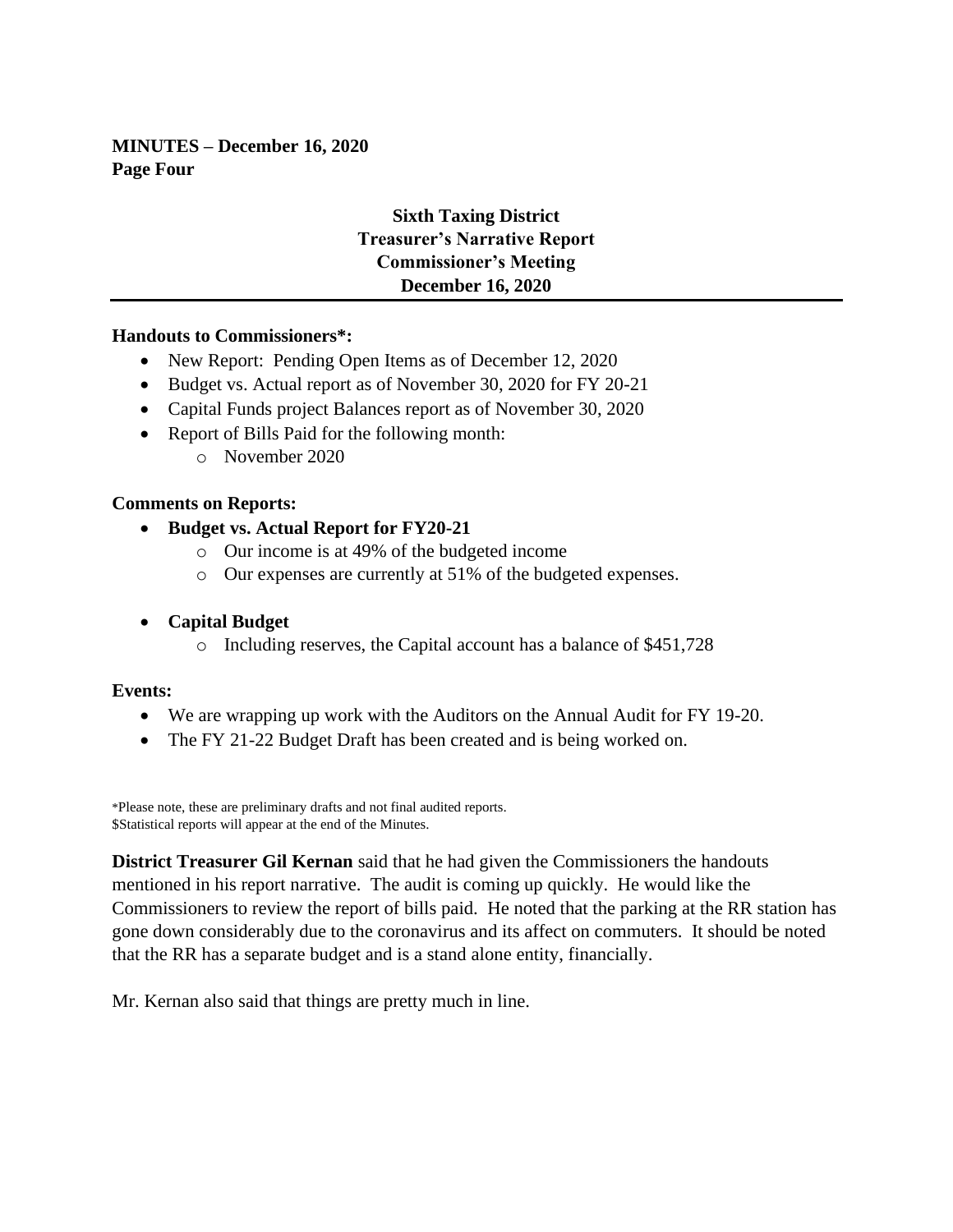**MINUTES – December 16, 2020**
**Page Four**

**Sixth Taxing District**
**Treasurer's Narrative Report**
**Commissioner's Meeting**
**December 16, 2020**

---

**Handouts to Commissioners*:**

- New Report: Pending Open Items as of December 12, 2020
- Budget vs. Actual report as of November 30, 2020 for FY 20-21
- Capital Funds project Balances report as of November 30, 2020
- Report of Bills Paid for the following month:
  - November 2020

**Comments on Reports:**

- **Budget vs. Actual Report for FY20-21**
  - Our income is at 49% of the budgeted income
  - Our expenses are currently at 51% of the budgeted expenses.
- **Capital Budget**
  - Including reserves, the Capital account has a balance of $451,728

**Events:**

- We are wrapping up work with the Auditors on the Annual Audit for FY 19-20.
- The FY 21-22 Budget Draft has been created and is being worked on.

*Please note, these are preliminary drafts and not final audited reports.
$Statistical reports will appear at the end of the Minutes.

**District Treasurer Gil Kernan** said that he had given the Commissioners the handouts mentioned in his report narrative. The audit is coming up quickly. He would like the Commissioners to review the report of bills paid. He noted that the parking at the RR station has gone down considerably due to the coronavirus and its affect on commuters. It should be noted that the RR has a separate budget and is a stand alone entity, financially.

Mr. Kernan also said that things are pretty much in line.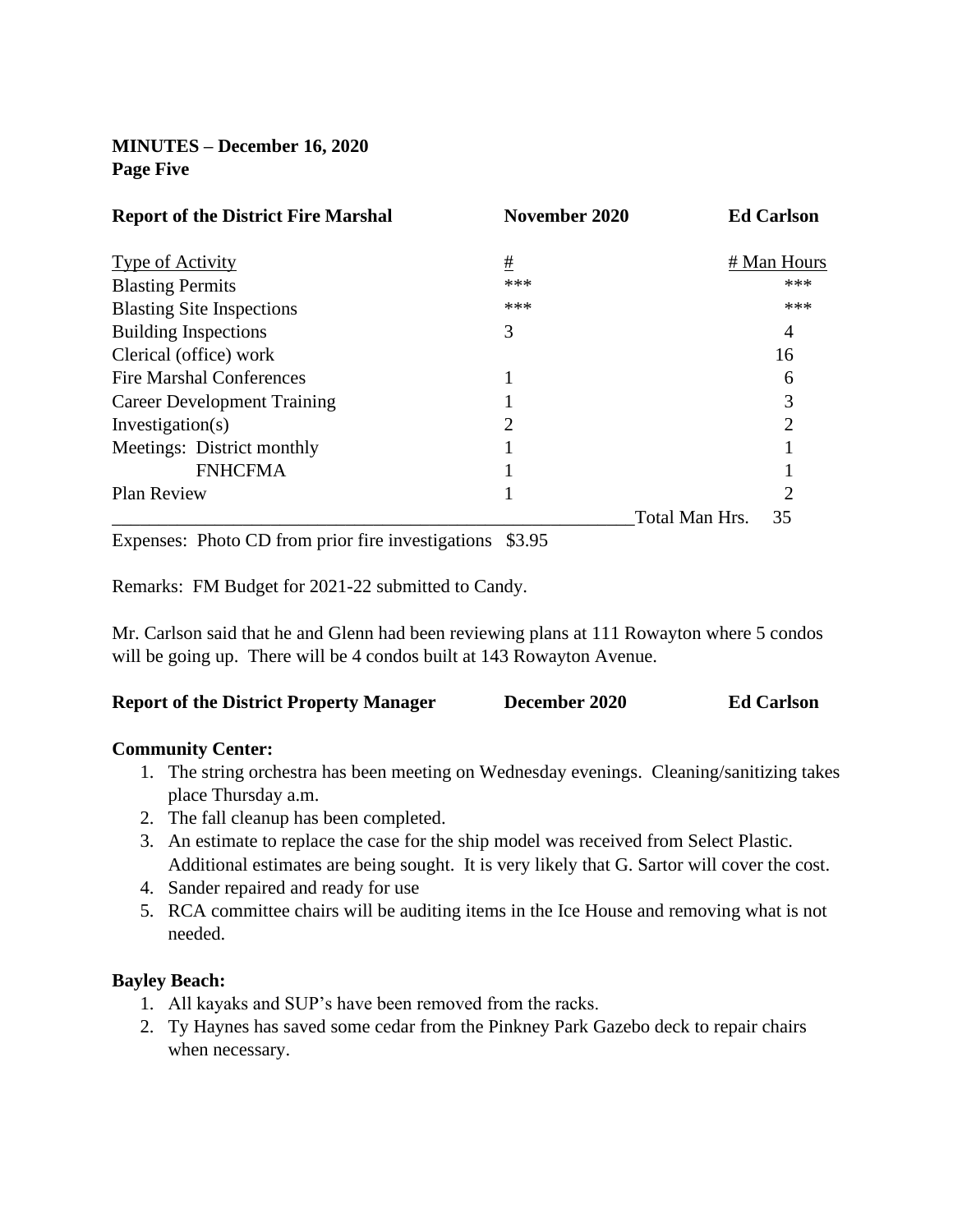**MINUTES – December 16, 2020**
**Page Five**

**Report of the District Fire Marshal** **November 2020** **Ed Carlson**

| Type of Activity | # | # Man Hours |
|---|---|---|
| Blasting Permits | *** | *** |
| Blasting Site Inspections | *** | *** |
| Building Inspections | 3 | 4 |
| Clerical (office) work | | 16 |
| Fire Marshal Conferences | 1 | 6 |
| Career Development Training | 1 | 3 |
| Investigation(s) | 2 | 2 |
| Meetings: District monthly | 1 | 1 |
| FNHCFMA | 1 | 1 |
| Plan Review | 1 | 2 |
| | Total Man Hrs. | 35 |

Expenses: Photo CD from prior fire investigations $3.95

Remarks: FM Budget for 2021-22 submitted to Candy.

Mr. Carlson said that he and Glenn had been reviewing plans at 111 Rowayton where 5 condos will be going up. There will be 4 condos built at 143 Rowayton Avenue.

**Report of the District Property Manager** **December 2020** **Ed Carlson**

**Community Center:**

1. The string orchestra has been meeting on Wednesday evenings. Cleaning/sanitizing takes place Thursday a.m.
2. The fall cleanup has been completed.
3. An estimate to replace the case for the ship model was received from Select Plastic. Additional estimates are being sought. It is very likely that G. Sartor will cover the cost.
4. Sander repaired and ready for use
5. RCA committee chairs will be auditing items in the Ice House and removing what is not needed.

**Bayley Beach:**

1. All kayaks and SUP's have been removed from the racks.
2. Ty Haynes has saved some cedar from the Pinkney Park Gazebo deck to repair chairs when necessary.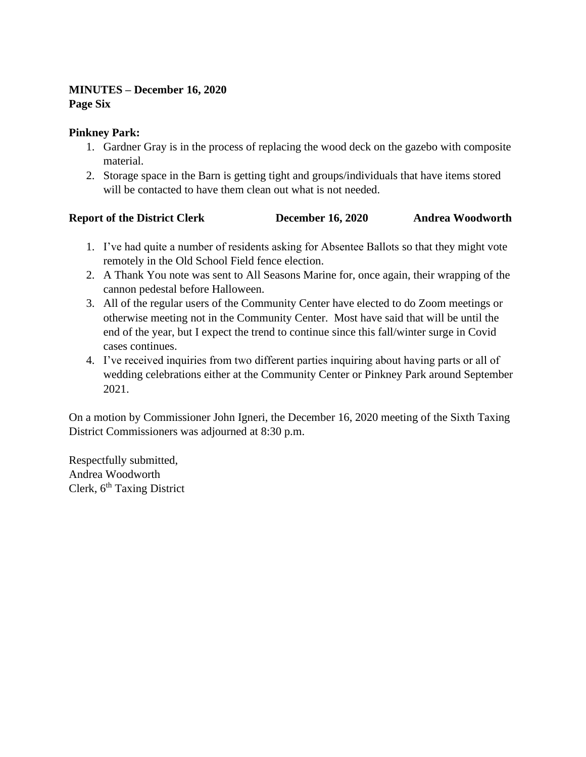**MINUTES – December 16, 2020**
**Page Six**

**Pinkney Park:**

1. Gardner Gray is in the process of replacing the wood deck on the gazebo with composite material.
2. Storage space in the Barn is getting tight and groups/individuals that have items stored will be contacted to have them clean out what is not needed.

**Report of the District Clerk December 16, 2020 Andrea Woodworth**

1. I've had quite a number of residents asking for Absentee Ballots so that they might vote remotely in the Old School Field fence election.
2. A Thank You note was sent to All Seasons Marine for, once again, their wrapping of the cannon pedestal before Halloween.
3. All of the regular users of the Community Center have elected to do Zoom meetings or otherwise meeting not in the Community Center. Most have said that will be until the end of the year, but I expect the trend to continue since this fall/winter surge in Covid cases continues.
4. I've received inquiries from two different parties inquiring about having parts or all of wedding celebrations either at the Community Center or Pinkney Park around September 2021.

On a motion by Commissioner John Igneri, the December 16, 2020 meeting of the Sixth Taxing District Commissioners was adjourned at 8:30 p.m.

Respectfully submitted,
Andrea Woodworth
Clerk, 6th Taxing District